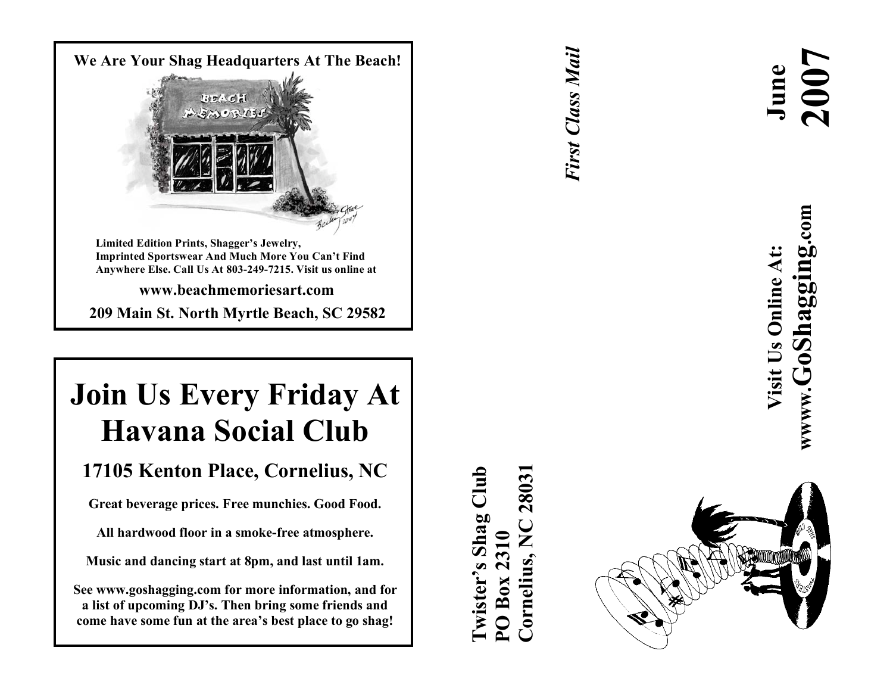**We Are Your Shag Headquarters At The Beach!**

**Limited Edition Prints, Shagger's Jewelry, Imprinted Sportswear And Much More You Can't Find Anywhere Else. Call Us At 803-249-7215. Visit us online at**

**www.beachmemoriesart.com**

**209 Main St. North Myrtle Beach, SC 29582**

# Join Us Every Friday At Havana Social Club

## 17105 Kenton Place, Cornelius, NC

**Great beverage prices. Free munchies. Good Food.**

**All hardwood floor in a smoke-free atmosphere.**

**Music and dancing start at 8pm, and last until 1am.**

**See www.goshagging.com for more information, and for a list of upcoming DJ's. Then bring some friends and come have some fun at the area's best place to go shag!**

**Twister's Shag Club**
**PO Box 2310**
**Cornelius, NC 28031**

***First Class Mail***

# June 2007

**Visit Us Online At:**
**wwww.GoShagging.com**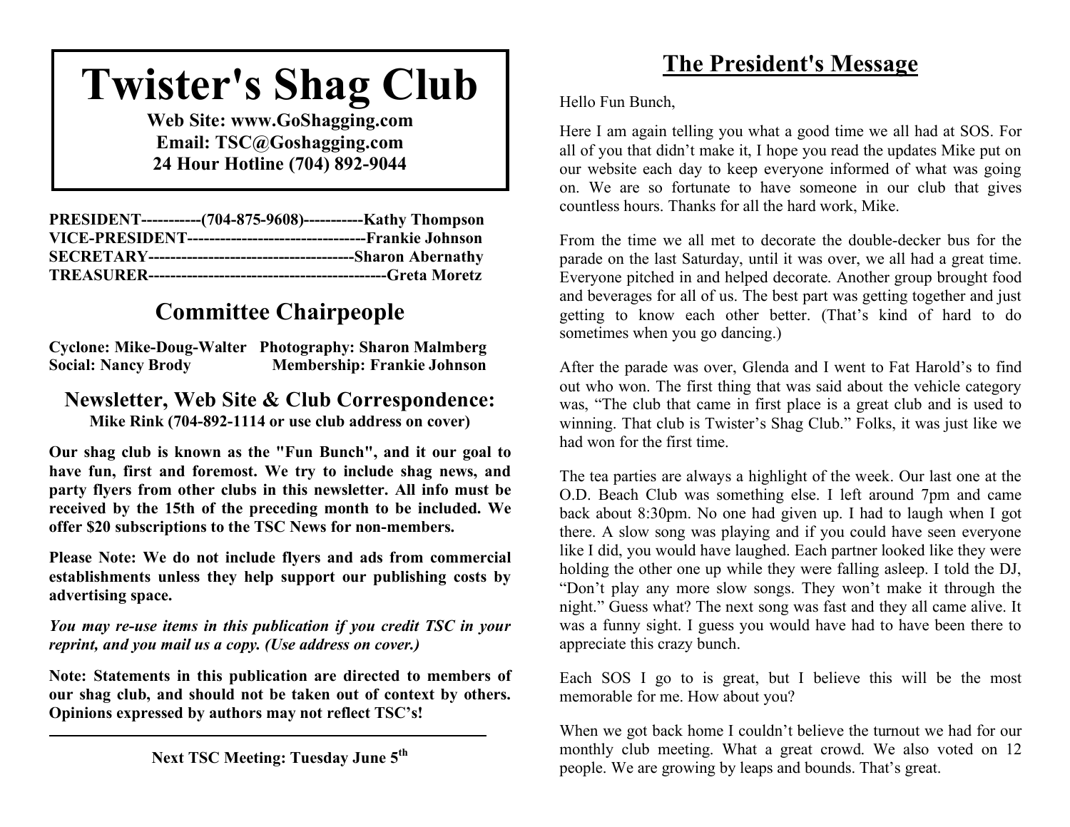# Twister's Shag Club

**Web Site: www.GoShagging.com**
**Email: TSC@Goshagging.com**
**24 Hour Hotline (704) 892-9044**

**PRESIDENT-----------(704-875-9608)-----------Kathy Thompson**
**VICE-PRESIDENT---------------------------------Frankie Johnson**
**SECRETARY--------------------------------------Sharon Abernathy**
**TREASURER--------------------------------------------Greta Moretz**

## Committee Chairpeople

**Cyclone: Mike-Doug-Walter   Photography: Sharon Malmberg**
**Social: Nancy Brody   Membership: Frankie Johnson**

### Newsletter, Web Site & Club Correspondence:

**Mike Rink (704-892-1114 or use club address on cover)**

**Our shag club is known as the "Fun Bunch", and it our goal to have fun, first and foremost. We try to include shag news, and party flyers from other clubs in this newsletter. All info must be received by the 15th of the preceding month to be included. We offer $20 subscriptions to the TSC News for non-members.**

**Please Note: We do not include flyers and ads from commercial establishments unless they help support our publishing costs by advertising space.**

***You may re-use items in this publication if you credit TSC in your reprint, and you mail us a copy. (Use address on cover.)***

**Note: Statements in this publication are directed to members of our shag club, and should not be taken out of context by others. Opinions expressed by authors may not reflect TSC's!**

---

**Next TSC Meeting: Tuesday June 5th**

## The President's Message

Hello Fun Bunch,

Here I am again telling you what a good time we all had at SOS. For all of you that didn't make it, I hope you read the updates Mike put on our website each day to keep everyone informed of what was going on. We are so fortunate to have someone in our club that gives countless hours. Thanks for all the hard work, Mike.

From the time we all met to decorate the double-decker bus for the parade on the last Saturday, until it was over, we all had a great time. Everyone pitched in and helped decorate. Another group brought food and beverages for all of us. The best part was getting together and just getting to know each other better. (That's kind of hard to do sometimes when you go dancing.)

After the parade was over, Glenda and I went to Fat Harold's to find out who won. The first thing that was said about the vehicle category was, "The club that came in first place is a great club and is used to winning. That club is Twister's Shag Club." Folks, it was just like we had won for the first time.

The tea parties are always a highlight of the week. Our last one at the O.D. Beach Club was something else. I left around 7pm and came back about 8:30pm. No one had given up. I had to laugh when I got there. A slow song was playing and if you could have seen everyone like I did, you would have laughed. Each partner looked like they were holding the other one up while they were falling asleep. I told the DJ, "Don't play any more slow songs. They won't make it through the night." Guess what? The next song was fast and they all came alive. It was a funny sight. I guess you would have had to have been there to appreciate this crazy bunch.

Each SOS I go to is great, but I believe this will be the most memorable for me. How about you?

When we got back home I couldn't believe the turnout we had for our monthly club meeting. What a great crowd. We also voted on 12 people. We are growing by leaps and bounds. That's great.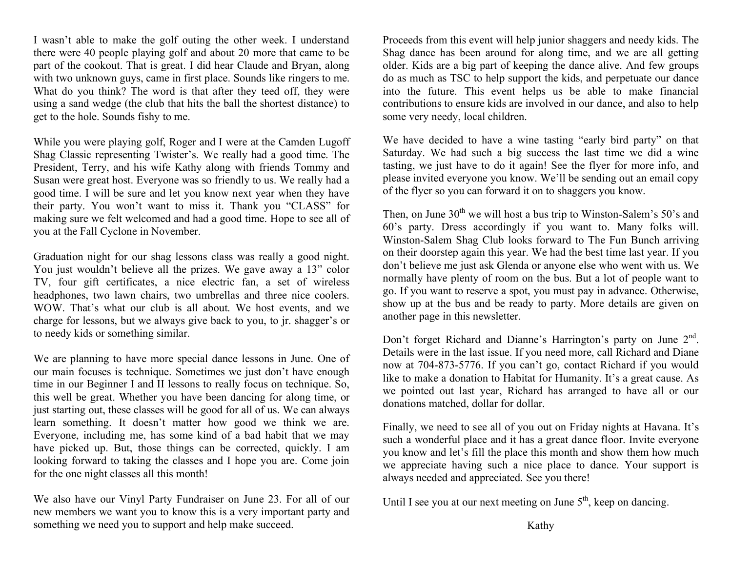I wasn't able to make the golf outing the other week. I understand there were 40 people playing golf and about 20 more that came to be part of the cookout. That is great. I did hear Claude and Bryan, along with two unknown guys, came in first place. Sounds like ringers to me. What do you think? The word is that after they teed off, they were using a sand wedge (the club that hits the ball the shortest distance) to get to the hole. Sounds fishy to me.

While you were playing golf, Roger and I were at the Camden Lugoff Shag Classic representing Twister's. We really had a good time. The President, Terry, and his wife Kathy along with friends Tommy and Susan were great host. Everyone was so friendly to us. We really had a good time. I will be sure and let you know next year when they have their party. You won't want to miss it. Thank you "CLASS" for making sure we felt welcomed and had a good time. Hope to see all of you at the Fall Cyclone in November.

Graduation night for our shag lessons class was really a good night. You just wouldn't believe all the prizes. We gave away a 13" color TV, four gift certificates, a nice electric fan, a set of wireless headphones, two lawn chairs, two umbrellas and three nice coolers. WOW. That's what our club is all about. We host events, and we charge for lessons, but we always give back to you, to jr. shagger's or to needy kids or something similar.

We are planning to have more special dance lessons in June. One of our main focuses is technique. Sometimes we just don't have enough time in our Beginner I and II lessons to really focus on technique. So, this well be great. Whether you have been dancing for along time, or just starting out, these classes will be good for all of us. We can always learn something. It doesn't matter how good we think we are. Everyone, including me, has some kind of a bad habit that we may have picked up. But, those things can be corrected, quickly. I am looking forward to taking the classes and I hope you are. Come join for the one night classes all this month!

We also have our Vinyl Party Fundraiser on June 23. For all of our new members we want you to know this is a very important party and something we need you to support and help make succeed.

Proceeds from this event will help junior shaggers and needy kids. The Shag dance has been around for along time, and we are all getting older. Kids are a big part of keeping the dance alive. And few groups do as much as TSC to help support the kids, and perpetuate our dance into the future. This event helps us be able to make financial contributions to ensure kids are involved in our dance, and also to help some very needy, local children.

We have decided to have a wine tasting "early bird party" on that Saturday. We had such a big success the last time we did a wine tasting, we just have to do it again! See the flyer for more info, and please invited everyone you know. We'll be sending out an email copy of the flyer so you can forward it on to shaggers you know.

Then, on June 30th we will host a bus trip to Winston-Salem's 50's and 60's party. Dress accordingly if you want to. Many folks will. Winston-Salem Shag Club looks forward to The Fun Bunch arriving on their doorstep again this year. We had the best time last year. If you don't believe me just ask Glenda or anyone else who went with us. We normally have plenty of room on the bus. But a lot of people want to go. If you want to reserve a spot, you must pay in advance. Otherwise, show up at the bus and be ready to party. More details are given on another page in this newsletter.

Don't forget Richard and Dianne's Harrington's party on June 2nd. Details were in the last issue. If you need more, call Richard and Diane now at 704-873-5776. If you can't go, contact Richard if you would like to make a donation to Habitat for Humanity. It's a great cause. As we pointed out last year, Richard has arranged to have all or our donations matched, dollar for dollar.

Finally, we need to see all of you out on Friday nights at Havana. It's such a wonderful place and it has a great dance floor. Invite everyone you know and let's fill the place this month and show them how much we appreciate having such a nice place to dance. Your support is always needed and appreciated. See you there!

Until I see you at our next meeting on June 5th, keep on dancing.

Kathy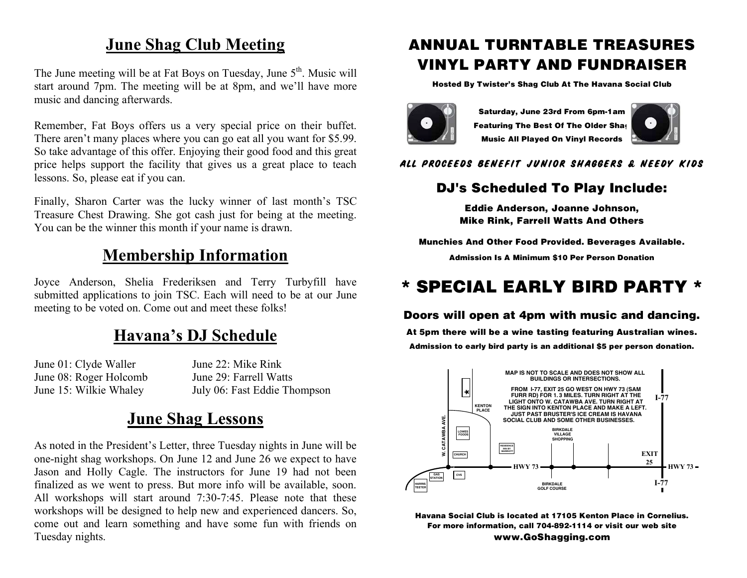## June Shag Club Meeting

The June meeting will be at Fat Boys on Tuesday, June 5th. Music will start around 7pm. The meeting will be at 8pm, and we'll have more music and dancing afterwards.

Remember, Fat Boys offers us a very special price on their buffet. There aren't many places where you can go eat all you want for $5.99. So take advantage of this offer. Enjoying their good food and this great price helps support the facility that gives us a great place to teach lessons. So, please eat if you can.

Finally, Sharon Carter was the lucky winner of last month's TSC Treasure Chest Drawing. She got cash just for being at the meeting. You can be the winner this month if your name is drawn.

## Membership Information

Joyce Anderson, Shelia Frederiksen and Terry Turbyfill have submitted applications to join TSC. Each will need to be at our June meeting to be voted on. Come out and meet these folks!

## Havana's DJ Schedule

June 01: Clyde Waller
June 08: Roger Holcomb
June 15: Wilkie Whaley
June 22: Mike Rink
June 29: Farrell Watts
July 06: Fast Eddie Thompson

## June Shag Lessons

As noted in the President's Letter, three Tuesday nights in June will be one-night shag workshops. On June 12 and June 26 we expect to have Jason and Holly Cagle. The instructors for June 19 had not been finalized as we went to press. But more info will be available, soon. All workshops will start around 7:30-7:45. Please note that these workshops will be designed to help new and experienced dancers. So, come out and learn something and have some fun with friends on Tuesday nights.

# ANNUAL TURNTABLE TREASURES VINYL PARTY AND FUNDRAISER

**Hosted By Twister's Shag Club At The Havana Social Club**

**Saturday, June 23rd From 6pm-1am**
**Featuring The Best Of The Older Shag Music All Played On Vinyl Records**

***ALL PROCEEDS BENEFIT JUNIOR SHAGGERS & NEEDY KIDS***

### DJ's Scheduled To Play Include:

**Eddie Anderson, Joanne Johnson, Mike Rink, Farrell Watts And Others**

**Munchies And Other Food Provided. Beverages Available.**

**Admission Is A Minimum $10 Per Person Donation**

# * SPECIAL EARLY BIRD PARTY *

**Doors will open at 4pm with music and dancing.**

**At 5pm there will be a wine tasting featuring Australian wines.**

**Admission to early bird party is an additional $5 per person donation.**

MAP IS NOT TO SCALE AND DOES NOT SHOW ALL BUILDINGS OR INTERSECTIONS.

FROM I-77, EXIT 25 GO WEST ON HWY 73 (SAM FURR RD) FOR 1.3 MILES. TURN RIGHT AT THE LIGHT ONTO W. CATAWBA AVE. TURN RIGHT AT THE SIGN INTO KENTON PLACE AND MAKE A LEFT. JUST PAST BRUSTER'S ICE CREAM IS HAVANA SOCIAL CLUB AND SOME OTHER BUSINESSES.

W. CATAWBA AVE. · KENTON PLACE · LOWES FOODS · CHURCH · RESIDENCE INN BY MARRIOTT · BIRKDALE VILLAGE SHOPPING · GAS STATION · CVS · HARRIS TEETER · HWY 73 · BIRKDALE GOLF COURSE · EXIT 25 · I-77

**Havana Social Club is located at 17105 Kenton Place in Cornelius. For more information, call 704-892-1114 or visit our web site**
**www.GoShagging.com**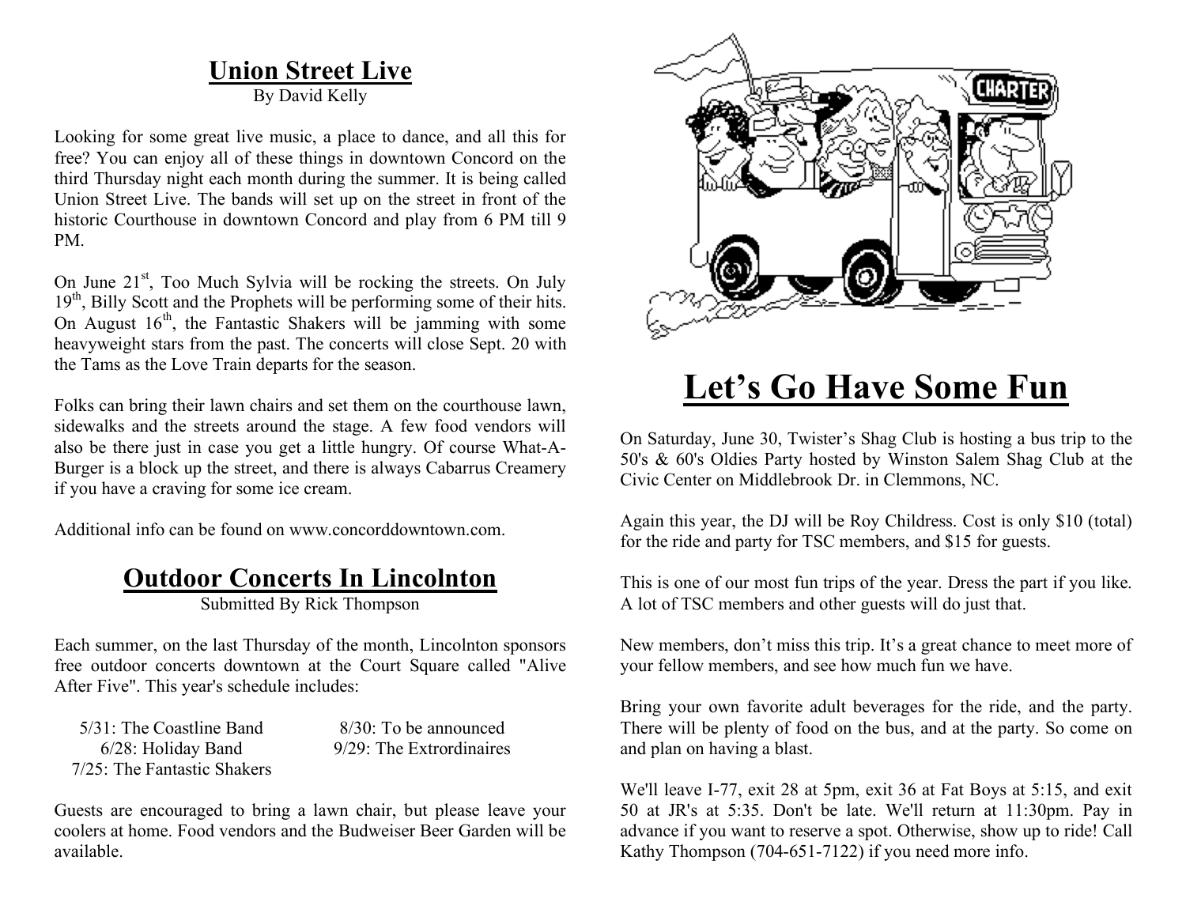## Union Street Live

By David Kelly

Looking for some great live music, a place to dance, and all this for free? You can enjoy all of these things in downtown Concord on the third Thursday night each month during the summer. It is being called Union Street Live. The bands will set up on the street in front of the historic Courthouse in downtown Concord and play from 6 PM till 9 PM.

On June 21st, Too Much Sylvia will be rocking the streets. On July 19th, Billy Scott and the Prophets will be performing some of their hits. On August 16th, the Fantastic Shakers will be jamming with some heavyweight stars from the past. The concerts will close Sept. 20 with the Tams as the Love Train departs for the season.

Folks can bring their lawn chairs and set them on the courthouse lawn, sidewalks and the streets around the stage. A few food vendors will also be there just in case you get a little hungry. Of course What-A-Burger is a block up the street, and there is always Cabarrus Creamery if you have a craving for some ice cream.

Additional info can be found on www.concorddowntown.com.

## Outdoor Concerts In Lincolnton

Submitted By Rick Thompson

Each summer, on the last Thursday of the month, Lincolnton sponsors free outdoor concerts downtown at the Court Square called "Alive After Five". This year's schedule includes:

- 5/31: The Coastline Band
- 6/28: Holiday Band
- 7/25: The Fantastic Shakers
- 8/30: To be announced
- 9/29: The Extrordinaires

Guests are encouraged to bring a lawn chair, but please leave your coolers at home. Food vendors and the Budweiser Beer Garden will be available.

# Let's Go Have Some Fun

On Saturday, June 30, Twister's Shag Club is hosting a bus trip to the 50's & 60's Oldies Party hosted by Winston Salem Shag Club at the Civic Center on Middlebrook Dr. in Clemmons, NC.

Again this year, the DJ will be Roy Childress. Cost is only $10 (total) for the ride and party for TSC members, and $15 for guests.

This is one of our most fun trips of the year. Dress the part if you like. A lot of TSC members and other guests will do just that.

New members, don't miss this trip. It's a great chance to meet more of your fellow members, and see how much fun we have.

Bring your own favorite adult beverages for the ride, and the party. There will be plenty of food on the bus, and at the party. So come on and plan on having a blast.

We'll leave I-77, exit 28 at 5pm, exit 36 at Fat Boys at 5:15, and exit 50 at JR's at 5:35. Don't be late. We'll return at 11:30pm. Pay in advance if you want to reserve a spot. Otherwise, show up to ride! Call Kathy Thompson (704-651-7122) if you need more info.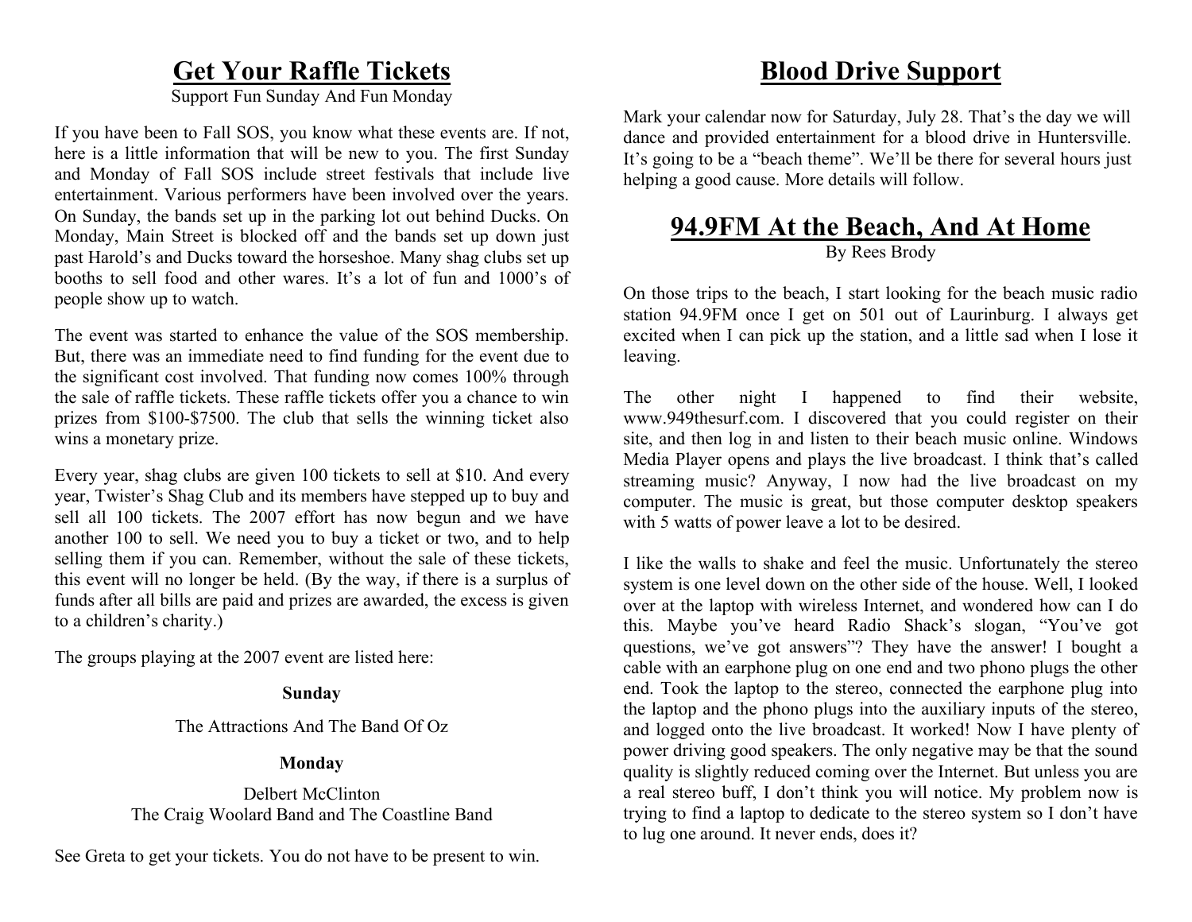# Get Your Raffle Tickets

Support Fun Sunday And Fun Monday

If you have been to Fall SOS, you know what these events are. If not, here is a little information that will be new to you. The first Sunday and Monday of Fall SOS include street festivals that include live entertainment. Various performers have been involved over the years. On Sunday, the bands set up in the parking lot out behind Ducks. On Monday, Main Street is blocked off and the bands set up down just past Harold's and Ducks toward the horseshoe. Many shag clubs set up booths to sell food and other wares. It's a lot of fun and 1000's of people show up to watch.

The event was started to enhance the value of the SOS membership. But, there was an immediate need to find funding for the event due to the significant cost involved. That funding now comes 100% through the sale of raffle tickets. These raffle tickets offer you a chance to win prizes from $100-$7500. The club that sells the winning ticket also wins a monetary prize.

Every year, shag clubs are given 100 tickets to sell at $10. And every year, Twister's Shag Club and its members have stepped up to buy and sell all 100 tickets. The 2007 effort has now begun and we have another 100 to sell. We need you to buy a ticket or two, and to help selling them if you can. Remember, without the sale of these tickets, this event will no longer be held. (By the way, if there is a surplus of funds after all bills are paid and prizes are awarded, the excess is given to a children's charity.)

The groups playing at the 2007 event are listed here:

**Sunday**

The Attractions And The Band Of Oz

**Monday**

Delbert McClinton
The Craig Woolard Band and The Coastline Band

See Greta to get your tickets. You do not have to be present to win.

# Blood Drive Support

Mark your calendar now for Saturday, July 28. That's the day we will dance and provided entertainment for a blood drive in Huntersville. It's going to be a "beach theme". We'll be there for several hours just helping a good cause. More details will follow.

# 94.9FM At the Beach, And At Home

By Rees Brody

On those trips to the beach, I start looking for the beach music radio station 94.9FM once I get on 501 out of Laurinburg. I always get excited when I can pick up the station, and a little sad when I lose it leaving.

The other night I happened to find their website, www.949thesurf.com. I discovered that you could register on their site, and then log in and listen to their beach music online. Windows Media Player opens and plays the live broadcast. I think that's called streaming music? Anyway, I now had the live broadcast on my computer. The music is great, but those computer desktop speakers with 5 watts of power leave a lot to be desired.

I like the walls to shake and feel the music. Unfortunately the stereo system is one level down on the other side of the house. Well, I looked over at the laptop with wireless Internet, and wondered how can I do this. Maybe you've heard Radio Shack's slogan, "You've got questions, we've got answers"? They have the answer! I bought a cable with an earphone plug on one end and two phono plugs the other end. Took the laptop to the stereo, connected the earphone plug into the laptop and the phono plugs into the auxiliary inputs of the stereo, and logged onto the live broadcast. It worked! Now I have plenty of power driving good speakers. The only negative may be that the sound quality is slightly reduced coming over the Internet. But unless you are a real stereo buff, I don't think you will notice. My problem now is trying to find a laptop to dedicate to the stereo system so I don't have to lug one around. It never ends, does it?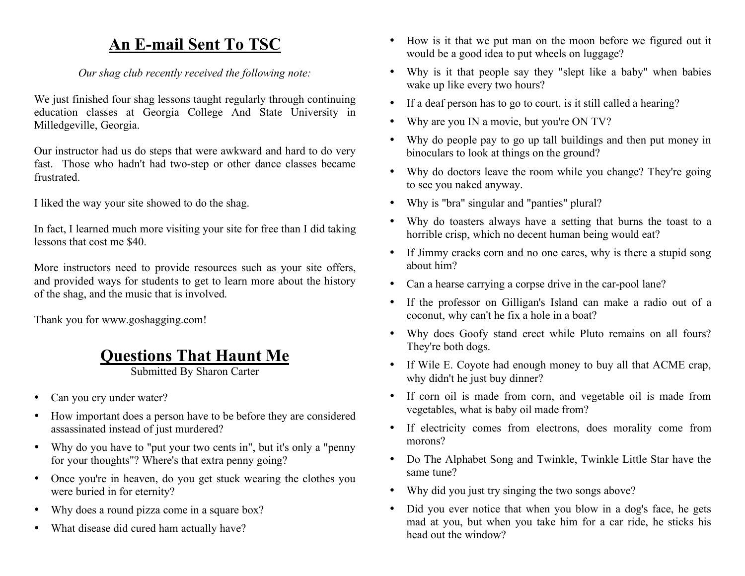## An E-mail Sent To TSC

*Our shag club recently received the following note:*

We just finished four shag lessons taught regularly through continuing education classes at Georgia College And State University in Milledgeville, Georgia.

Our instructor had us do steps that were awkward and hard to do very fast. Those who hadn't had two-step or other dance classes became frustrated.

I liked the way your site showed to do the shag.

In fact, I learned much more visiting your site for free than I did taking lessons that cost me $40.

More instructors need to provide resources such as your site offers, and provided ways for students to get to learn more about the history of the shag, and the music that is involved.

Thank you for www.goshagging.com!

## Questions That Haunt Me

Submitted By Sharon Carter

- Can you cry under water?
- How important does a person have to be before they are considered assassinated instead of just murdered?
- Why do you have to "put your two cents in", but it's only a "penny for your thoughts"? Where's that extra penny going?
- Once you're in heaven, do you get stuck wearing the clothes you were buried in for eternity?
- Why does a round pizza come in a square box?
- What disease did cured ham actually have?
- How is it that we put man on the moon before we figured out it would be a good idea to put wheels on luggage?
- Why is it that people say they "slept like a baby" when babies wake up like every two hours?
- If a deaf person has to go to court, is it still called a hearing?
- Why are you IN a movie, but you're ON TV?
- Why do people pay to go up tall buildings and then put money in binoculars to look at things on the ground?
- Why do doctors leave the room while you change? They're going to see you naked anyway.
- Why is "bra" singular and "panties" plural?
- Why do toasters always have a setting that burns the toast to a horrible crisp, which no decent human being would eat?
- If Jimmy cracks corn and no one cares, why is there a stupid song about him?
- Can a hearse carrying a corpse drive in the car-pool lane?
- If the professor on Gilligan's Island can make a radio out of a coconut, why can't he fix a hole in a boat?
- Why does Goofy stand erect while Pluto remains on all fours? They're both dogs.
- If Wile E. Coyote had enough money to buy all that ACME crap, why didn't he just buy dinner?
- If corn oil is made from corn, and vegetable oil is made from vegetables, what is baby oil made from?
- If electricity comes from electrons, does morality come from morons?
- Do The Alphabet Song and Twinkle, Twinkle Little Star have the same tune?
- Why did you just try singing the two songs above?
- Did you ever notice that when you blow in a dog's face, he gets mad at you, but when you take him for a car ride, he sticks his head out the window?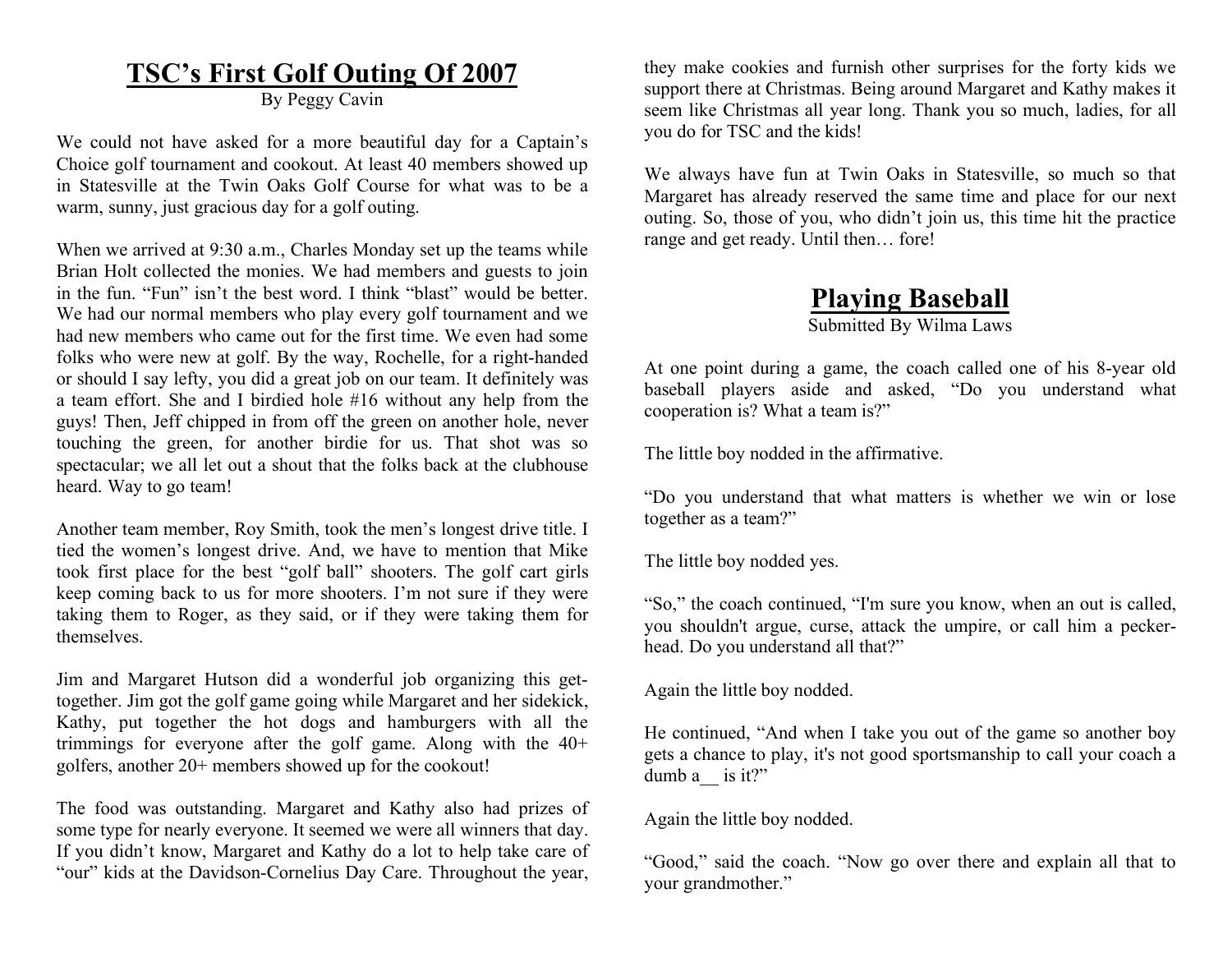# TSC's First Golf Outing Of 2007

By Peggy Cavin

We could not have asked for a more beautiful day for a Captain's Choice golf tournament and cookout. At least 40 members showed up in Statesville at the Twin Oaks Golf Course for what was to be a warm, sunny, just gracious day for a golf outing.

When we arrived at 9:30 a.m., Charles Monday set up the teams while Brian Holt collected the monies. We had members and guests to join in the fun. "Fun" isn't the best word. I think "blast" would be better. We had our normal members who play every golf tournament and we had new members who came out for the first time. We even had some folks who were new at golf. By the way, Rochelle, for a right-handed or should I say lefty, you did a great job on our team. It definitely was a team effort. She and I birdied hole #16 without any help from the guys! Then, Jeff chipped in from off the green on another hole, never touching the green, for another birdie for us. That shot was so spectacular; we all let out a shout that the folks back at the clubhouse heard. Way to go team!

Another team member, Roy Smith, took the men's longest drive title. I tied the women's longest drive. And, we have to mention that Mike took first place for the best "golf ball" shooters. The golf cart girls keep coming back to us for more shooters. I'm not sure if they were taking them to Roger, as they said, or if they were taking them for themselves.

Jim and Margaret Hutson did a wonderful job organizing this get-together. Jim got the golf game going while Margaret and her sidekick, Kathy, put together the hot dogs and hamburgers with all the trimmings for everyone after the golf game. Along with the 40+ golfers, another 20+ members showed up for the cookout!

The food was outstanding. Margaret and Kathy also had prizes of some type for nearly everyone. It seemed we were all winners that day. If you didn't know, Margaret and Kathy do a lot to help take care of "our" kids at the Davidson-Cornelius Day Care. Throughout the year, they make cookies and furnish other surprises for the forty kids we support there at Christmas. Being around Margaret and Kathy makes it seem like Christmas all year long. Thank you so much, ladies, for all you do for TSC and the kids!

We always have fun at Twin Oaks in Statesville, so much so that Margaret has already reserved the same time and place for our next outing. So, those of you, who didn't join us, this time hit the practice range and get ready. Until then… fore!

# Playing Baseball

Submitted By Wilma Laws

At one point during a game, the coach called one of his 8-year old baseball players aside and asked, "Do you understand what cooperation is? What a team is?"

The little boy nodded in the affirmative.

"Do you understand that what matters is whether we win or lose together as a team?"

The little boy nodded yes.

"So," the coach continued, "I'm sure you know, when an out is called, you shouldn't argue, curse, attack the umpire, or call him a pecker-head. Do you understand all that?"

Again the little boy nodded.

He continued, "And when I take you out of the game so another boy gets a chance to play, it's not good sportsmanship to call your coach a dumb a__ is it?"

Again the little boy nodded.

"Good," said the coach. "Now go over there and explain all that to your grandmother."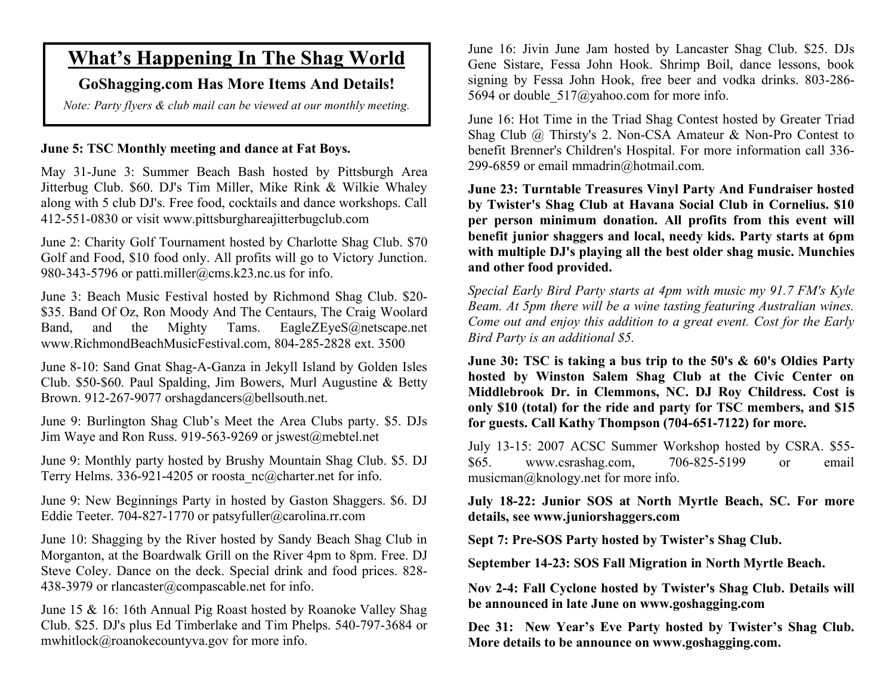# What's Happening In The Shag World

**GoShagging.com Has More Items And Details!**

*Note: Party flyers & club mail can be viewed at our monthly meeting.*

**June 5: TSC Monthly meeting and dance at Fat Boys.**

May 31-June 3: Summer Beach Bash hosted by Pittsburgh Area Jitterbug Club. $60. DJ's Tim Miller, Mike Rink & Wilkie Whaley along with 5 club DJ's. Free food, cocktails and dance workshops. Call 412-551-0830 or visit www.pittsburghareajitterbugclub.com

June 2: Charity Golf Tournament hosted by Charlotte Shag Club. $70 Golf and Food, $10 food only. All profits will go to Victory Junction. 980-343-5796 or patti.miller@cms.k23.nc.us for info.

June 3: Beach Music Festival hosted by Richmond Shag Club. $20-$35. Band Of Oz, Ron Moody And The Centaurs, The Craig Woolard Band, and the Mighty Tams. EagleZEyeS@netscape.net www.RichmondBeachMusicFestival.com, 804-285-2828 ext. 3500

June 8-10: Sand Gnat Shag-A-Ganza in Jekyll Island by Golden Isles Club. $50-$60. Paul Spalding, Jim Bowers, Murl Augustine & Betty Brown. 912-267-9077 orshagdancers@bellsouth.net.

June 9: Burlington Shag Club's Meet the Area Clubs party. $5. DJs Jim Waye and Ron Russ. 919-563-9269 or jswest@mebtel.net

June 9: Monthly party hosted by Brushy Mountain Shag Club. $5. DJ Terry Helms. 336-921-4205 or roosta_nc@charter.net for info.

June 9: New Beginnings Party in hosted by Gaston Shaggers. $6. DJ Eddie Teeter. 704-827-1770 or patsyfuller@carolina.rr.com

June 10: Shagging by the River hosted by Sandy Beach Shag Club in Morganton, at the Boardwalk Grill on the River 4pm to 8pm. Free. DJ Steve Coley. Dance on the deck. Special drink and food prices. 828-438-3979 or rlancaster@compascable.net for info.

June 15 & 16: 16th Annual Pig Roast hosted by Roanoke Valley Shag Club. $25. DJ's plus Ed Timberlake and Tim Phelps. 540-797-3684 or mwhitlock@roanokecountyva.gov for more info.

June 16: Jivin June Jam hosted by Lancaster Shag Club. $25. DJs Gene Sistare, Fessa John Hook. Shrimp Boil, dance lessons, book signing by Fessa John Hook, free beer and vodka drinks. 803-286-5694 or double_517@yahoo.com for more info.

June 16: Hot Time in the Triad Shag Contest hosted by Greater Triad Shag Club @ Thirsty's 2. Non-CSA Amateur & Non-Pro Contest to benefit Brenner's Children's Hospital. For more information call 336-299-6859 or email mmadrin@hotmail.com.

**June 23: Turntable Treasures Vinyl Party And Fundraiser hosted by Twister's Shag Club at Havana Social Club in Cornelius. $10 per person minimum donation. All profits from this event will benefit junior shaggers and local, needy kids. Party starts at 6pm with multiple DJ's playing all the best older shag music. Munchies and other food provided.**

*Special Early Bird Party starts at 4pm with music my 91.7 FM's Kyle Beam. At 5pm there will be a wine tasting featuring Australian wines. Come out and enjoy this addition to a great event. Cost for the Early Bird Party is an additional $5.*

**June 30: TSC is taking a bus trip to the 50's & 60's Oldies Party hosted by Winston Salem Shag Club at the Civic Center on Middlebrook Dr. in Clemmons, NC. DJ Roy Childress. Cost is only $10 (total) for the ride and party for TSC members, and $15 for guests. Call Kathy Thompson (704-651-7122) for more.**

July 13-15: 2007 ACSC Summer Workshop hosted by CSRA. $55-$65. www.csrashag.com, 706-825-5199 or email musicman@knology.net for more info.

**July 18-22: Junior SOS at North Myrtle Beach, SC. For more details, see www.juniorshaggers.com**

**Sept 7: Pre-SOS Party hosted by Twister's Shag Club.**

**September 14-23: SOS Fall Migration in North Myrtle Beach.**

**Nov 2-4: Fall Cyclone hosted by Twister's Shag Club. Details will be announced in late June on www.goshagging.com**

**Dec 31: New Year's Eve Party hosted by Twister's Shag Club. More details to be announce on www.goshagging.com.**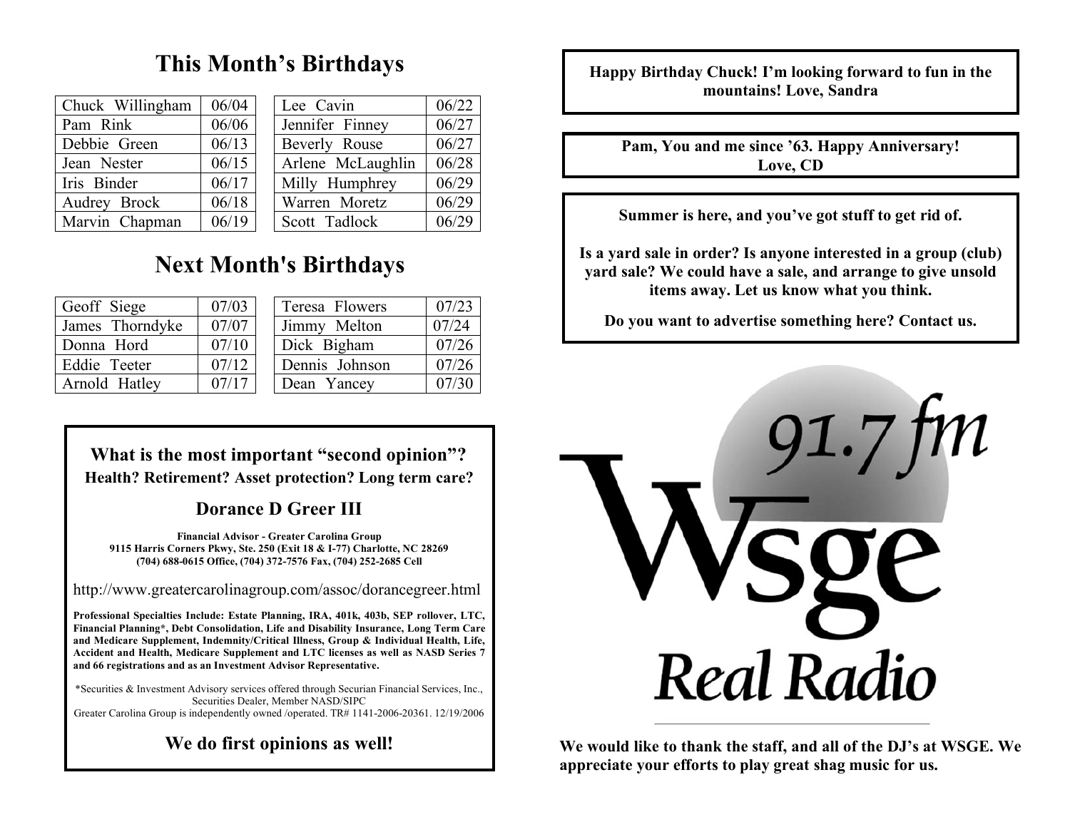## This Month's Birthdays

| | | | |
|---|---|---|---|
| Chuck Willingham | 06/04 | Lee Cavin | 06/22 |
| Pam Rink | 06/06 | Jennifer Finney | 06/27 |
| Debbie Green | 06/13 | Beverly Rouse | 06/27 |
| Jean Nester | 06/15 | Arlene McLaughlin | 06/28 |
| Iris Binder | 06/17 | Milly Humphrey | 06/29 |
| Audrey Brock | 06/18 | Warren Moretz | 06/29 |
| Marvin Chapman | 06/19 | Scott Tadlock | 06/29 |

## Next Month's Birthdays

| | | | |
|---|---|---|---|
| Geoff Siege | 07/03 | Teresa Flowers | 07/23 |
| James Thorndyke | 07/07 | Jimmy Melton | 07/24 |
| Donna Hord | 07/10 | Dick Bigham | 07/26 |
| Eddie Teeter | 07/12 | Dennis Johnson | 07/26 |
| Arnold Hatley | 07/17 | Dean Yancey | 07/30 |

**What is the most important "second opinion"?**
**Health? Retirement? Asset protection? Long term care?**

**Dorance D Greer III**

**Financial Advisor - Greater Carolina Group**
**9115 Harris Corners Pkwy, Ste. 250 (Exit 18 & I-77) Charlotte, NC 28269**
**(704) 688-0615 Office, (704) 372-7576 Fax, (704) 252-2685 Cell**

http://www.greatercarolinagroup.com/assoc/dorancegreer.html

**Professional Specialties Include: Estate Planning, IRA, 401k, 403b, SEP rollover, LTC, Financial Planning*, Debt Consolidation, Life and Disability Insurance, Long Term Care and Medicare Supplement, Indemnity/Critical Illness, Group & Individual Health, Life, Accident and Health, Medicare Supplement and LTC licenses as well as NASD Series 7 and 66 registrations and as an Investment Advisor Representative.**

*Securities & Investment Advisory services offered through Securian Financial Services, Inc., Securities Dealer, Member NASD/SIPC
Greater Carolina Group is independently owned /operated. TR# 1141-2006-20361. 12/19/2006

**We do first opinions as well!**

**Happy Birthday Chuck! I'm looking forward to fun in the mountains! Love, Sandra**

**Pam, You and me since '63. Happy Anniversary! Love, CD**

**Summer is here, and you've got stuff to get rid of.**

**Is a yard sale in order? Is anyone interested in a group (club) yard sale? We could have a sale, and arrange to give unsold items away. Let us know what you think.**

**Do you want to advertise something here? Contact us.**

91.7 fm
Wsge
Real Radio

**We would like to thank the staff, and all of the DJ's at WSGE. We appreciate your efforts to play great shag music for us.**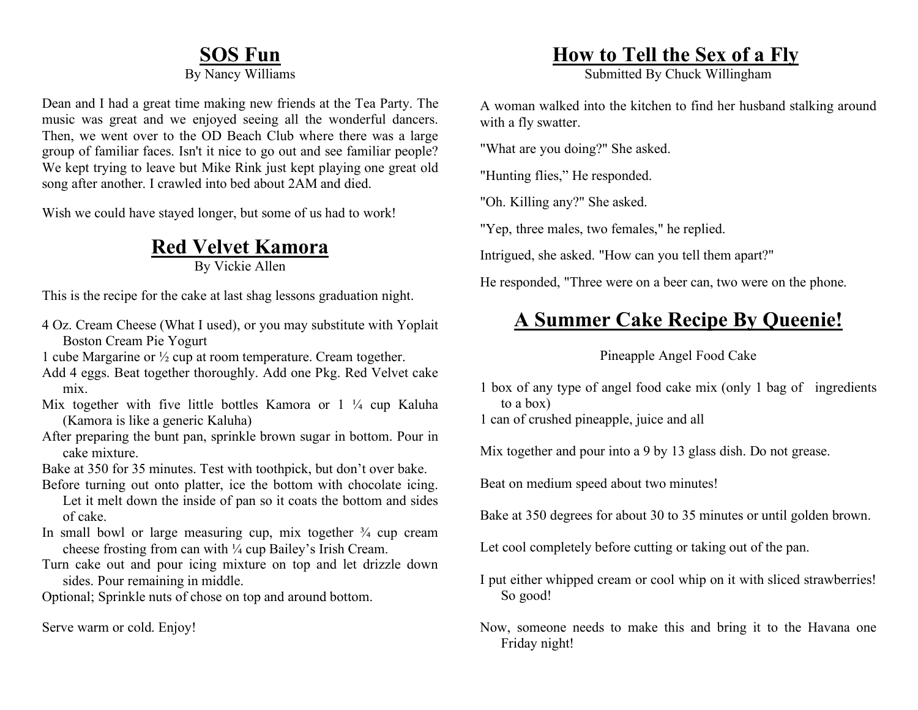## SOS Fun

By Nancy Williams

Dean and I had a great time making new friends at the Tea Party. The music was great and we enjoyed seeing all the wonderful dancers. Then, we went over to the OD Beach Club where there was a large group of familiar faces. Isn't it nice to go out and see familiar people? We kept trying to leave but Mike Rink just kept playing one great old song after another. I crawled into bed about 2AM and died.

Wish we could have stayed longer, but some of us had to work!

## Red Velvet Kamora

By Vickie Allen

This is the recipe for the cake at last shag lessons graduation night.

4 Oz. Cream Cheese (What I used), or you may substitute with Yoplait Boston Cream Pie Yogurt
1 cube Margarine or ½ cup at room temperature. Cream together.
Add 4 eggs. Beat together thoroughly. Add one Pkg. Red Velvet cake mix.
Mix together with five little bottles Kamora or 1 ¼ cup Kaluha (Kamora is like a generic Kaluha)
After preparing the bunt pan, sprinkle brown sugar in bottom. Pour in cake mixture.
Bake at 350 for 35 minutes. Test with toothpick, but don't over bake.
Before turning out onto platter, ice the bottom with chocolate icing. Let it melt down the inside of pan so it coats the bottom and sides of cake.
In small bowl or large measuring cup, mix together ¾ cup cream cheese frosting from can with ¼ cup Bailey's Irish Cream.
Turn cake out and pour icing mixture on top and let drizzle down sides. Pour remaining in middle.
Optional; Sprinkle nuts of chose on top and around bottom.

Serve warm or cold. Enjoy!

## How to Tell the Sex of a Fly

Submitted By Chuck Willingham

A woman walked into the kitchen to find her husband stalking around with a fly swatter.

"What are you doing?" She asked.

"Hunting flies," He responded.

"Oh. Killing any?" She asked.

"Yep, three males, two females," he replied.

Intrigued, she asked. "How can you tell them apart?"

He responded, "Three were on a beer can, two were on the phone.

## A Summer Cake Recipe By Queenie!

Pineapple Angel Food Cake

1 box of any type of angel food cake mix (only 1 bag of ingredients to a box)
1 can of crushed pineapple, juice and all

Mix together and pour into a 9 by 13 glass dish. Do not grease.

Beat on medium speed about two minutes!

Bake at 350 degrees for about 30 to 35 minutes or until golden brown.

Let cool completely before cutting or taking out of the pan.

I put either whipped cream or cool whip on it with sliced strawberries! So good!

Now, someone needs to make this and bring it to the Havana one Friday night!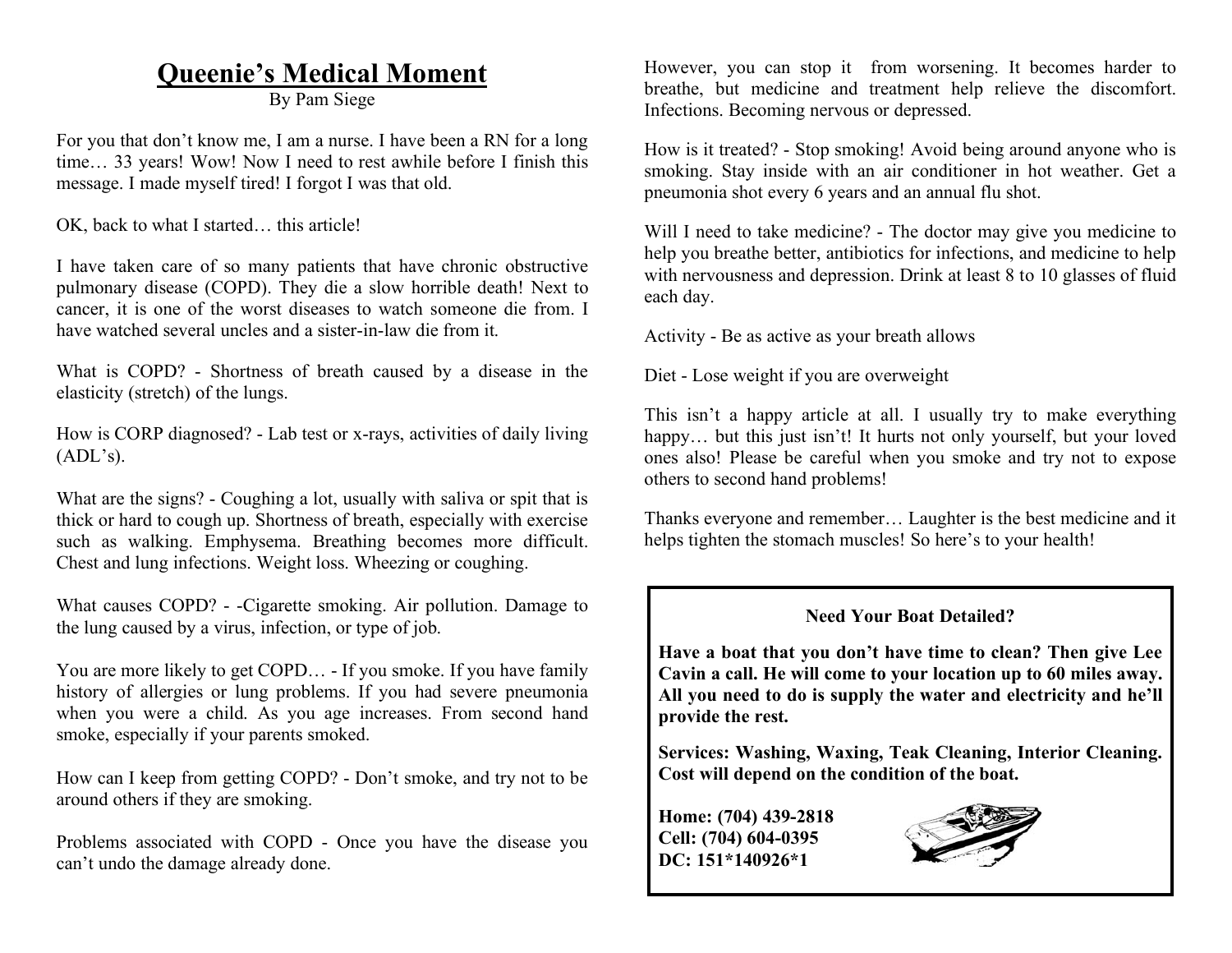# Queenie's Medical Moment

By Pam Siege

For you that don't know me, I am a nurse. I have been a RN for a long time… 33 years! Wow! Now I need to rest awhile before I finish this message. I made myself tired! I forgot I was that old.

OK, back to what I started… this article!

I have taken care of so many patients that have chronic obstructive pulmonary disease (COPD). They die a slow horrible death! Next to cancer, it is one of the worst diseases to watch someone die from. I have watched several uncles and a sister-in-law die from it.

What is COPD? - Shortness of breath caused by a disease in the elasticity (stretch) of the lungs.

How is CORP diagnosed? - Lab test or x-rays, activities of daily living (ADL's).

What are the signs? - Coughing a lot, usually with saliva or spit that is thick or hard to cough up. Shortness of breath, especially with exercise such as walking. Emphysema. Breathing becomes more difficult. Chest and lung infections. Weight loss. Wheezing or coughing.

What causes COPD? - -Cigarette smoking. Air pollution. Damage to the lung caused by a virus, infection, or type of job.

You are more likely to get COPD… - If you smoke. If you have family history of allergies or lung problems. If you had severe pneumonia when you were a child. As you age increases. From second hand smoke, especially if your parents smoked.

How can I keep from getting COPD? - Don't smoke, and try not to be around others if they are smoking.

Problems associated with COPD - Once you have the disease you can't undo the damage already done. However, you can stop it from worsening. It becomes harder to breathe, but medicine and treatment help relieve the discomfort. Infections. Becoming nervous or depressed.

How is it treated? - Stop smoking! Avoid being around anyone who is smoking. Stay inside with an air conditioner in hot weather. Get a pneumonia shot every 6 years and an annual flu shot.

Will I need to take medicine? - The doctor may give you medicine to help you breathe better, antibiotics for infections, and medicine to help with nervousness and depression. Drink at least 8 to 10 glasses of fluid each day.

Activity - Be as active as your breath allows

Diet - Lose weight if you are overweight

This isn't a happy article at all. I usually try to make everything happy… but this just isn't! It hurts not only yourself, but your loved ones also! Please be careful when you smoke and try not to expose others to second hand problems!

Thanks everyone and remember… Laughter is the best medicine and it helps tighten the stomach muscles! So here's to your health!

**Need Your Boat Detailed?**

**Have a boat that you don't have time to clean? Then give Lee Cavin a call. He will come to your location up to 60 miles away. All you need to do is supply the water and electricity and he'll provide the rest.**

**Services: Washing, Waxing, Teak Cleaning, Interior Cleaning. Cost will depend on the condition of the boat.**

**Home: (704) 439-2818**
**Cell: (704) 604-0395**
**DC: 151*140926*1**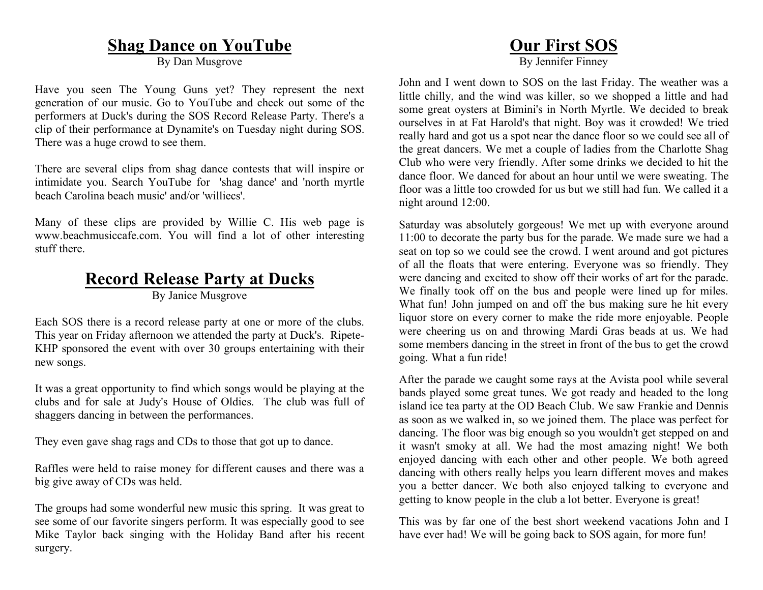## Shag Dance on YouTube

By Dan Musgrove

Have you seen The Young Guns yet? They represent the next generation of our music. Go to YouTube and check out some of the performers at Duck's during the SOS Record Release Party. There's a clip of their performance at Dynamite's on Tuesday night during SOS. There was a huge crowd to see them.

There are several clips from shag dance contests that will inspire or intimidate you. Search YouTube for 'shag dance' and 'north myrtle beach Carolina beach music' and/or 'williecs'.

Many of these clips are provided by Willie C. His web page is www.beachmusiccafe.com. You will find a lot of other interesting stuff there.

## Record Release Party at Ducks

By Janice Musgrove

Each SOS there is a record release party at one or more of the clubs. This year on Friday afternoon we attended the party at Duck's. Ripete-KHP sponsored the event with over 30 groups entertaining with their new songs.

It was a great opportunity to find which songs would be playing at the clubs and for sale at Judy's House of Oldies. The club was full of shaggers dancing in between the performances.

They even gave shag rags and CDs to those that got up to dance.

Raffles were held to raise money for different causes and there was a big give away of CDs was held.

The groups had some wonderful new music this spring. It was great to see some of our favorite singers perform. It was especially good to see Mike Taylor back singing with the Holiday Band after his recent surgery.

## Our First SOS

By Jennifer Finney

John and I went down to SOS on the last Friday. The weather was a little chilly, and the wind was killer, so we shopped a little and had some great oysters at Bimini's in North Myrtle. We decided to break ourselves in at Fat Harold's that night. Boy was it crowded! We tried really hard and got us a spot near the dance floor so we could see all of the great dancers. We met a couple of ladies from the Charlotte Shag Club who were very friendly. After some drinks we decided to hit the dance floor. We danced for about an hour until we were sweating. The floor was a little too crowded for us but we still had fun. We called it a night around 12:00.

Saturday was absolutely gorgeous! We met up with everyone around 11:00 to decorate the party bus for the parade. We made sure we had a seat on top so we could see the crowd. I went around and got pictures of all the floats that were entering. Everyone was so friendly. They were dancing and excited to show off their works of art for the parade. We finally took off on the bus and people were lined up for miles. What fun! John jumped on and off the bus making sure he hit every liquor store on every corner to make the ride more enjoyable. People were cheering us on and throwing Mardi Gras beads at us. We had some members dancing in the street in front of the bus to get the crowd going. What a fun ride!

After the parade we caught some rays at the Avista pool while several bands played some great tunes. We got ready and headed to the long island ice tea party at the OD Beach Club. We saw Frankie and Dennis as soon as we walked in, so we joined them. The place was perfect for dancing. The floor was big enough so you wouldn't get stepped on and it wasn't smoky at all. We had the most amazing night! We both enjoyed dancing with each other and other people. We both agreed dancing with others really helps you learn different moves and makes you a better dancer. We both also enjoyed talking to everyone and getting to know people in the club a lot better. Everyone is great!

This was by far one of the best short weekend vacations John and I have ever had! We will be going back to SOS again, for more fun!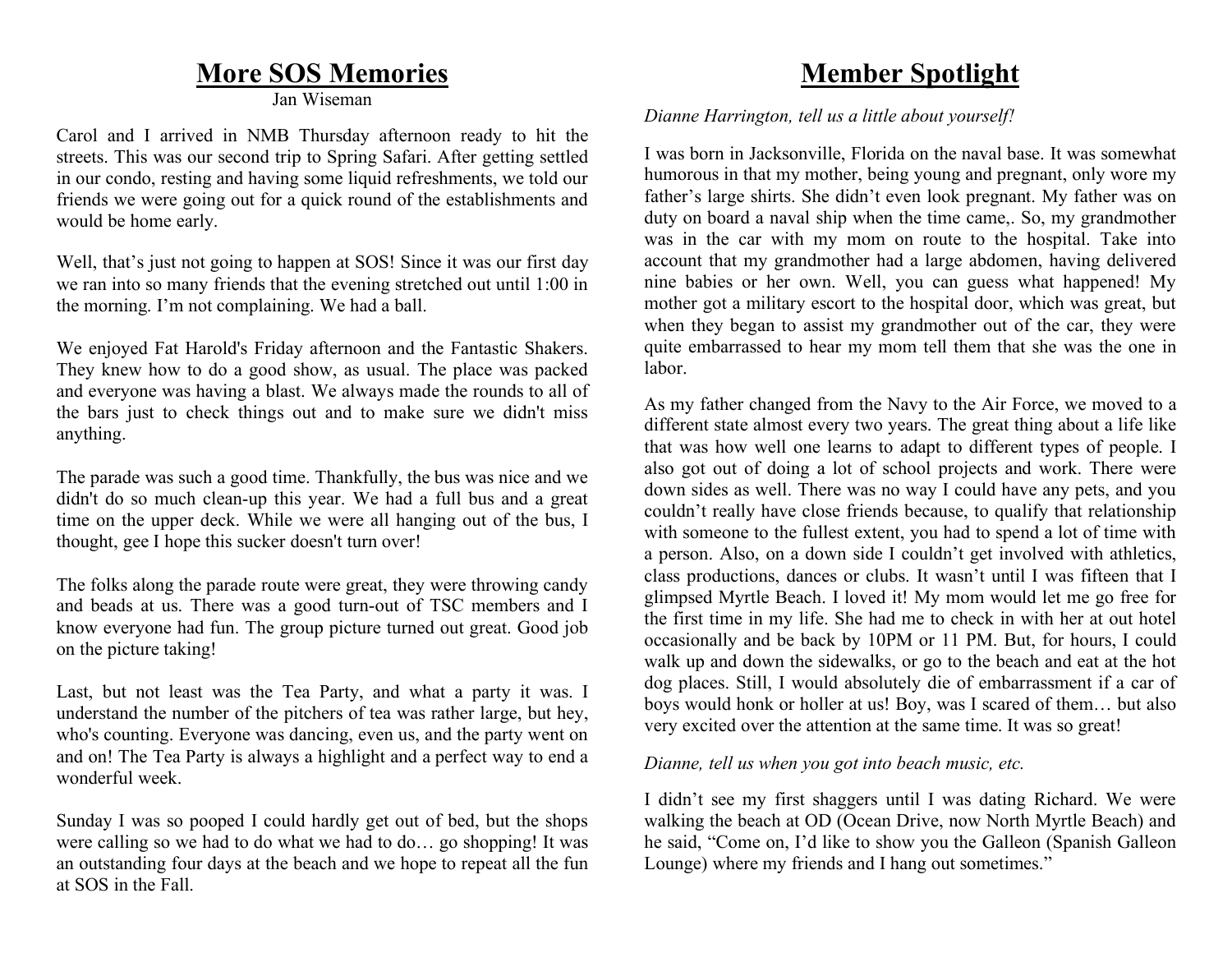## More SOS Memories

Jan Wiseman

Carol and I arrived in NMB Thursday afternoon ready to hit the streets. This was our second trip to Spring Safari. After getting settled in our condo, resting and having some liquid refreshments, we told our friends we were going out for a quick round of the establishments and would be home early.

Well, that's just not going to happen at SOS! Since it was our first day we ran into so many friends that the evening stretched out until 1:00 in the morning. I'm not complaining. We had a ball.

We enjoyed Fat Harold's Friday afternoon and the Fantastic Shakers. They knew how to do a good show, as usual. The place was packed and everyone was having a blast. We always made the rounds to all of the bars just to check things out and to make sure we didn't miss anything.

The parade was such a good time. Thankfully, the bus was nice and we didn't do so much clean-up this year. We had a full bus and a great time on the upper deck. While we were all hanging out of the bus, I thought, gee I hope this sucker doesn't turn over!

The folks along the parade route were great, they were throwing candy and beads at us. There was a good turn-out of TSC members and I know everyone had fun. The group picture turned out great. Good job on the picture taking!

Last, but not least was the Tea Party, and what a party it was. I understand the number of the pitchers of tea was rather large, but hey, who's counting. Everyone was dancing, even us, and the party went on and on! The Tea Party is always a highlight and a perfect way to end a wonderful week.

Sunday I was so pooped I could hardly get out of bed, but the shops were calling so we had to do what we had to do… go shopping! It was an outstanding four days at the beach and we hope to repeat all the fun at SOS in the Fall.

## Member Spotlight

*Dianne Harrington, tell us a little about yourself!*

I was born in Jacksonville, Florida on the naval base. It was somewhat humorous in that my mother, being young and pregnant, only wore my father's large shirts. She didn't even look pregnant. My father was on duty on board a naval ship when the time came,. So, my grandmother was in the car with my mom on route to the hospital. Take into account that my grandmother had a large abdomen, having delivered nine babies or her own. Well, you can guess what happened! My mother got a military escort to the hospital door, which was great, but when they began to assist my grandmother out of the car, they were quite embarrassed to hear my mom tell them that she was the one in labor.

As my father changed from the Navy to the Air Force, we moved to a different state almost every two years. The great thing about a life like that was how well one learns to adapt to different types of people. I also got out of doing a lot of school projects and work. There were down sides as well. There was no way I could have any pets, and you couldn't really have close friends because, to qualify that relationship with someone to the fullest extent, you had to spend a lot of time with a person. Also, on a down side I couldn't get involved with athletics, class productions, dances or clubs. It wasn't until I was fifteen that I glimpsed Myrtle Beach. I loved it! My mom would let me go free for the first time in my life. She had me to check in with her at out hotel occasionally and be back by 10PM or 11 PM. But, for hours, I could walk up and down the sidewalks, or go to the beach and eat at the hot dog places. Still, I would absolutely die of embarrassment if a car of boys would honk or holler at us! Boy, was I scared of them… but also very excited over the attention at the same time. It was so great!

*Dianne, tell us when you got into beach music, etc.*

I didn't see my first shaggers until I was dating Richard. We were walking the beach at OD (Ocean Drive, now North Myrtle Beach) and he said, "Come on, I'd like to show you the Galleon (Spanish Galleon Lounge) where my friends and I hang out sometimes."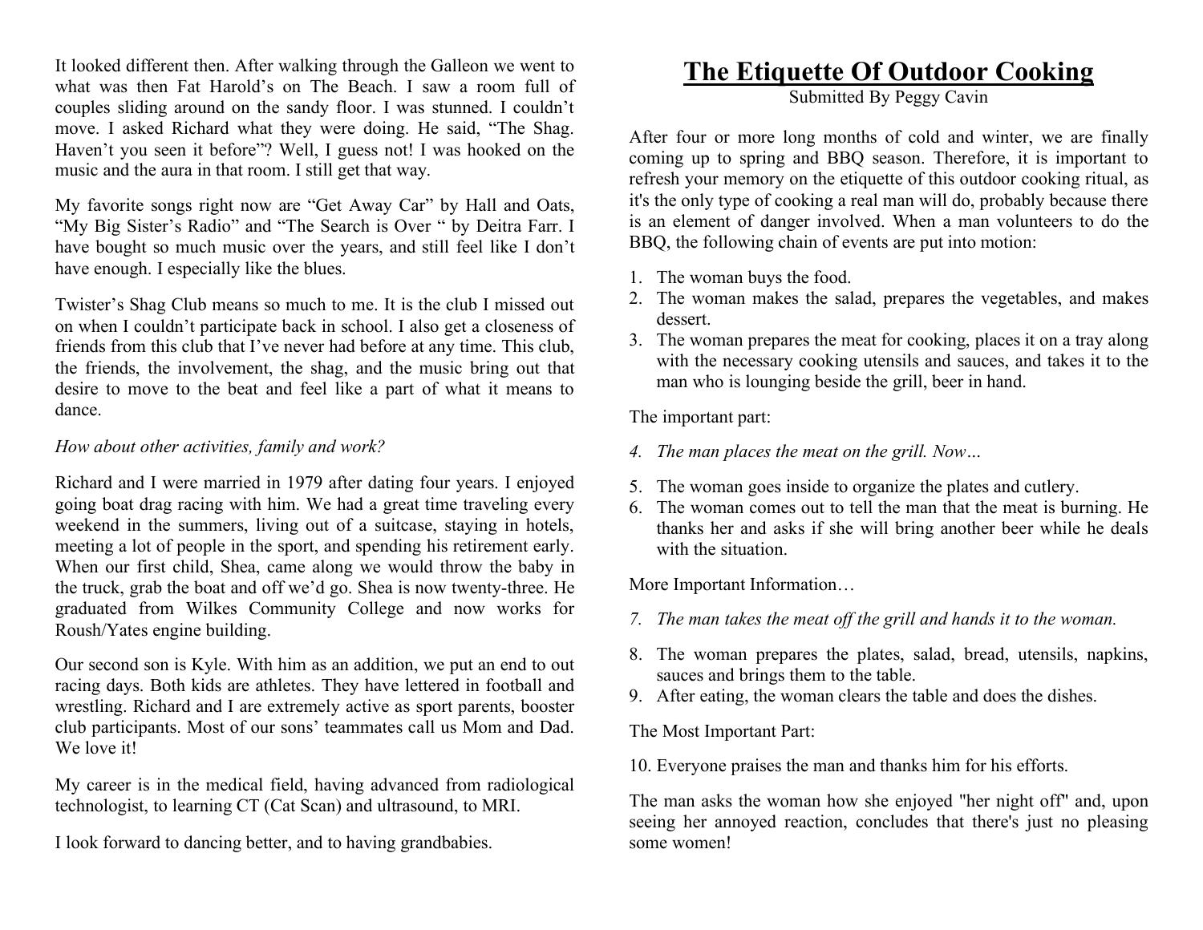It looked different then. After walking through the Galleon we went to what was then Fat Harold's on The Beach. I saw a room full of couples sliding around on the sandy floor. I was stunned. I couldn't move. I asked Richard what they were doing. He said, "The Shag. Haven't you seen it before"? Well, I guess not! I was hooked on the music and the aura in that room. I still get that way.

My favorite songs right now are "Get Away Car" by Hall and Oats, "My Big Sister's Radio" and "The Search is Over " by Deitra Farr. I have bought so much music over the years, and still feel like I don't have enough. I especially like the blues.

Twister's Shag Club means so much to me. It is the club I missed out on when I couldn't participate back in school. I also get a closeness of friends from this club that I've never had before at any time. This club, the friends, the involvement, the shag, and the music bring out that desire to move to the beat and feel like a part of what it means to dance.

*How about other activities, family and work?*

Richard and I were married in 1979 after dating four years. I enjoyed going boat drag racing with him. We had a great time traveling every weekend in the summers, living out of a suitcase, staying in hotels, meeting a lot of people in the sport, and spending his retirement early. When our first child, Shea, came along we would throw the baby in the truck, grab the boat and off we'd go. Shea is now twenty-three. He graduated from Wilkes Community College and now works for Roush/Yates engine building.

Our second son is Kyle. With him as an addition, we put an end to out racing days. Both kids are athletes. They have lettered in football and wrestling. Richard and I are extremely active as sport parents, booster club participants. Most of our sons' teammates call us Mom and Dad. We love it!

My career is in the medical field, having advanced from radiological technologist, to learning CT (Cat Scan) and ultrasound, to MRI.

I look forward to dancing better, and to having grandbabies.

# The Etiquette Of Outdoor Cooking

Submitted By Peggy Cavin

After four or more long months of cold and winter, we are finally coming up to spring and BBQ season. Therefore, it is important to refresh your memory on the etiquette of this outdoor cooking ritual, as it's the only type of cooking a real man will do, probably because there is an element of danger involved. When a man volunteers to do the BBQ, the following chain of events are put into motion:

1. The woman buys the food.
2. The woman makes the salad, prepares the vegetables, and makes dessert.
3. The woman prepares the meat for cooking, places it on a tray along with the necessary cooking utensils and sauces, and takes it to the man who is lounging beside the grill, beer in hand.

The important part:

4. *The man places the meat on the grill. Now…*

5. The woman goes inside to organize the plates and cutlery.
6. The woman comes out to tell the man that the meat is burning. He thanks her and asks if she will bring another beer while he deals with the situation.

More Important Information…

7. *The man takes the meat off the grill and hands it to the woman.*

8. The woman prepares the plates, salad, bread, utensils, napkins, sauces and brings them to the table.
9. After eating, the woman clears the table and does the dishes.

The Most Important Part:

10. Everyone praises the man and thanks him for his efforts.

The man asks the woman how she enjoyed "her night off" and, upon seeing her annoyed reaction, concludes that there's just no pleasing some women!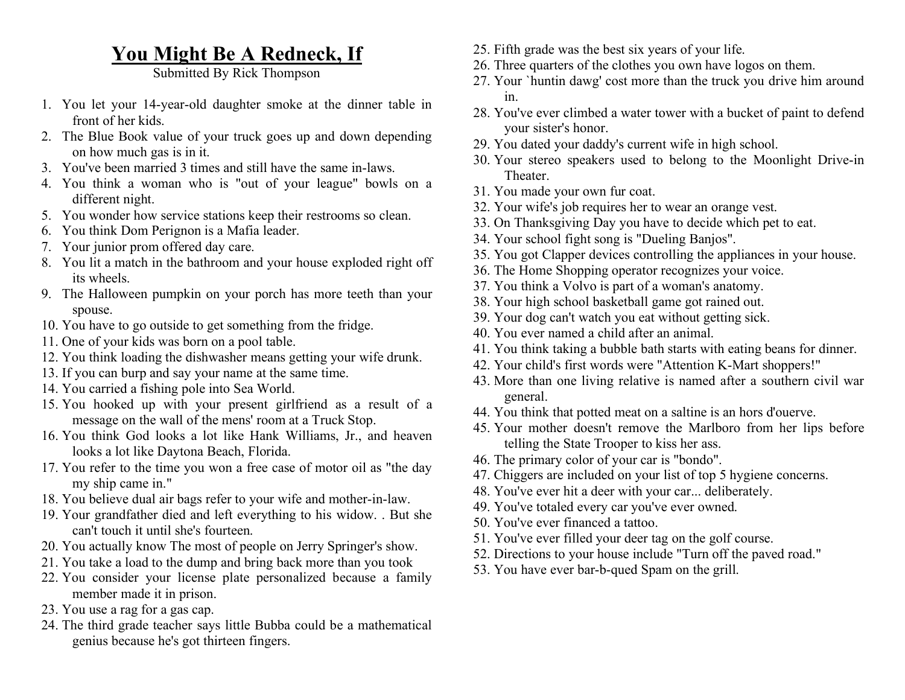# You Might Be A Redneck, If

Submitted By Rick Thompson

1. You let your 14-year-old daughter smoke at the dinner table in front of her kids.
2. The Blue Book value of your truck goes up and down depending on how much gas is in it.
3. You've been married 3 times and still have the same in-laws.
4. You think a woman who is "out of your league" bowls on a different night.
5. You wonder how service stations keep their restrooms so clean.
6. You think Dom Perignon is a Mafia leader.
7. Your junior prom offered day care.
8. You lit a match in the bathroom and your house exploded right off its wheels.
9. The Halloween pumpkin on your porch has more teeth than your spouse.
10. You have to go outside to get something from the fridge.
11. One of your kids was born on a pool table.
12. You think loading the dishwasher means getting your wife drunk.
13. If you can burp and say your name at the same time.
14. You carried a fishing pole into Sea World.
15. You hooked up with your present girlfriend as a result of a message on the wall of the mens' room at a Truck Stop.
16. You think God looks a lot like Hank Williams, Jr., and heaven looks a lot like Daytona Beach, Florida.
17. You refer to the time you won a free case of motor oil as "the day my ship came in."
18. You believe dual air bags refer to your wife and mother-in-law.
19. Your grandfather died and left everything to his widow. . But she can't touch it until she's fourteen.
20. You actually know The most of people on Jerry Springer's show.
21. You take a load to the dump and bring back more than you took
22. You consider your license plate personalized because a family member made it in prison.
23. You use a rag for a gas cap.
24. The third grade teacher says little Bubba could be a mathematical genius because he's got thirteen fingers.
25. Fifth grade was the best six years of your life.
26. Three quarters of the clothes you own have logos on them.
27. Your `huntin dawg' cost more than the truck you drive him around in.
28. You've ever climbed a water tower with a bucket of paint to defend your sister's honor.
29. You dated your daddy's current wife in high school.
30. Your stereo speakers used to belong to the Moonlight Drive-in Theater.
31. You made your own fur coat.
32. Your wife's job requires her to wear an orange vest.
33. On Thanksgiving Day you have to decide which pet to eat.
34. Your school fight song is "Dueling Banjos".
35. You got Clapper devices controlling the appliances in your house.
36. The Home Shopping operator recognizes your voice.
37. You think a Volvo is part of a woman's anatomy.
38. Your high school basketball game got rained out.
39. Your dog can't watch you eat without getting sick.
40. You ever named a child after an animal.
41. You think taking a bubble bath starts with eating beans for dinner.
42. Your child's first words were "Attention K-Mart shoppers!"
43. More than one living relative is named after a southern civil war general.
44. You think that potted meat on a saltine is an hors d'ouerve.
45. Your mother doesn't remove the Marlboro from her lips before telling the State Trooper to kiss her ass.
46. The primary color of your car is "bondo".
47. Chiggers are included on your list of top 5 hygiene concerns.
48. You've ever hit a deer with your car... deliberately.
49. You've totaled every car you've ever owned.
50. You've ever financed a tattoo.
51. You've ever filled your deer tag on the golf course.
52. Directions to your house include "Turn off the paved road."
53. You have ever bar-b-qued Spam on the grill.